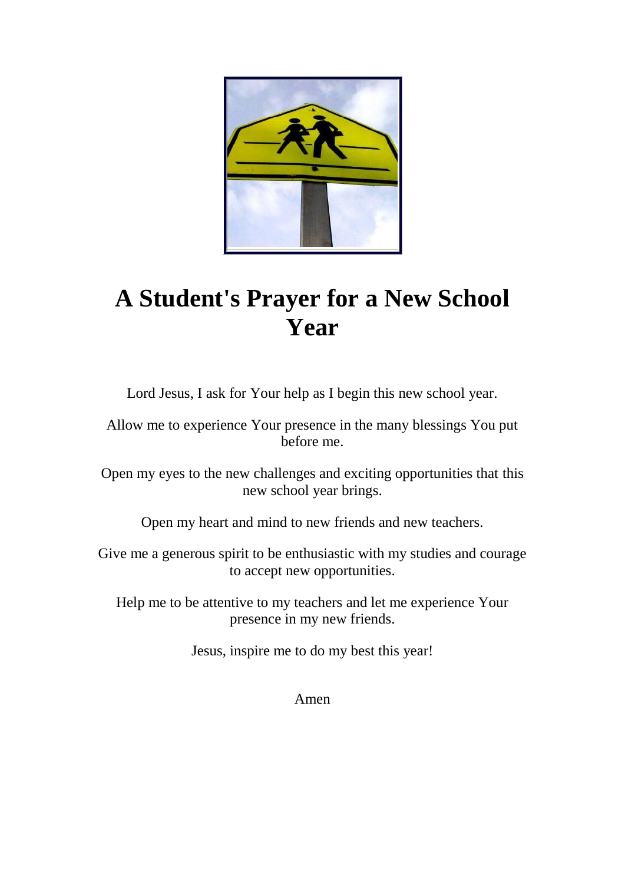# A Student's Prayer for a New School Year

Lord Jesus, I ask for Your help as I begin this new school year.

Allow me to experience Your presence in the many blessings You put before me.

Open my eyes to the new challenges and exciting opportunities that this new school year brings.

Open my heart and mind to new friends and new teachers.

Give me a generous spirit to be enthusiastic with my studies and courage to accept new opportunities.

Help me to be attentive to my teachers and let me experience Your presence in my new friends.

Jesus, inspire me to do my best this year!

Amen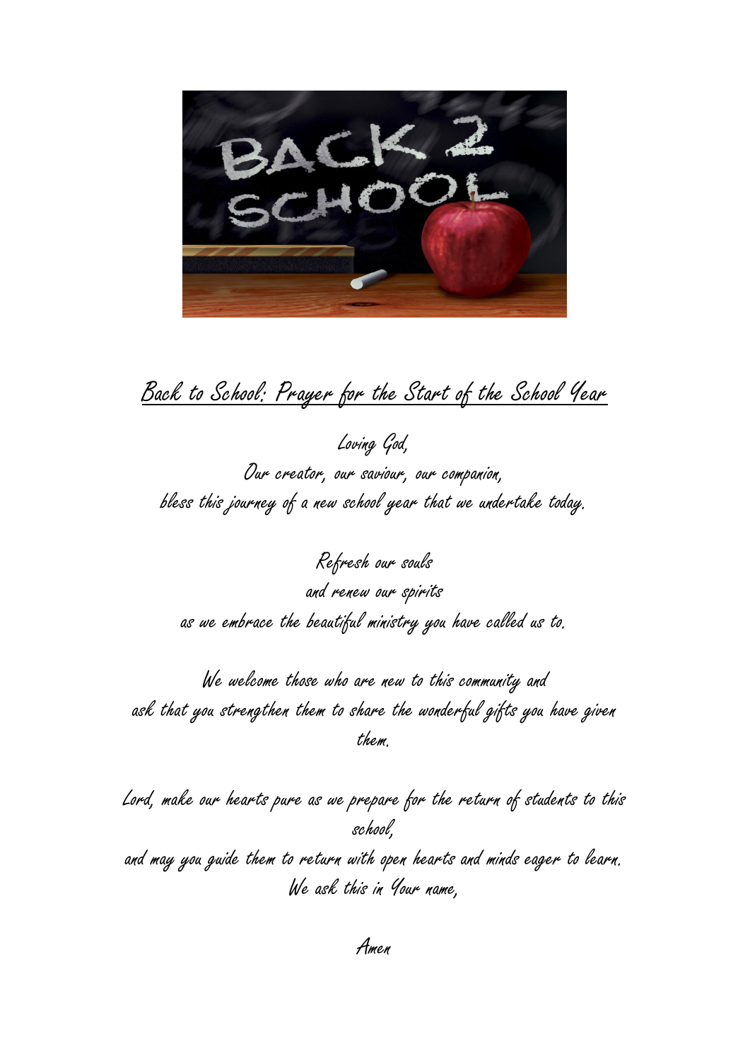## Back to School: Prayer for the Start of the School Year

Loving God,
Our creator, our saviour, our companion,
bless this journey of a new school year that we undertake today.

Refresh our souls
and renew our spirits
as we embrace the beautiful ministry you have called us to.

We welcome those who are new to this community and
ask that you strengthen them to share the wonderful gifts you have given them.

Lord, make our hearts pure as we prepare for the return of students to this school,
and may you guide them to return with open hearts and minds eager to learn.
We ask this in Your name,

Amen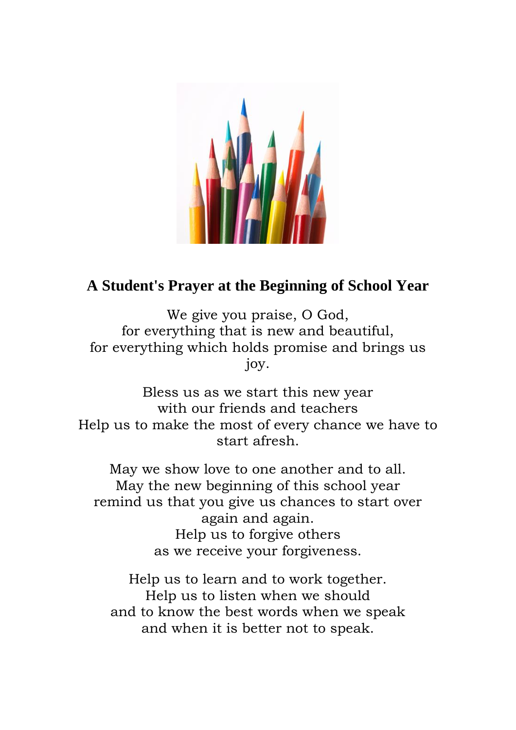## A Student's Prayer at the Beginning of School Year

We give you praise, O God,
for everything that is new and beautiful,
for everything which holds promise and brings us joy.

Bless us as we start this new year
with our friends and teachers
Help us to make the most of every chance we have to start afresh.

May we show love to one another and to all.
May the new beginning of this school year
remind us that you give us chances to start over again and again.
Help us to forgive others
as we receive your forgiveness.

Help us to learn and to work together.
Help us to listen when we should
and to know the best words when we speak
and when it is better not to speak.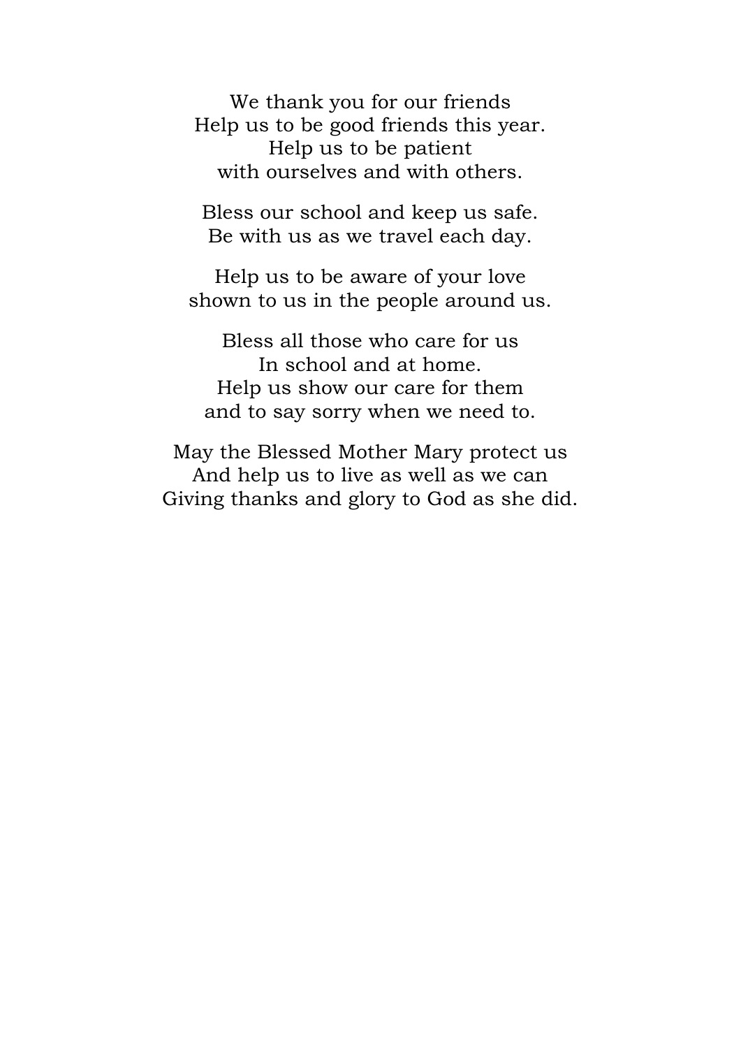We thank you for our friends  
Help us to be good friends this year.  
Help us to be patient  
with ourselves and with others.

Bless our school and keep us safe.  
Be with us as we travel each day.

Help us to be aware of your love  
shown to us in the people around us.

Bless all those who care for us  
In school and at home.  
Help us show our care for them  
and to say sorry when we need to.

May the Blessed Mother Mary protect us  
And help us to live as well as we can  
Giving thanks and glory to God as she did.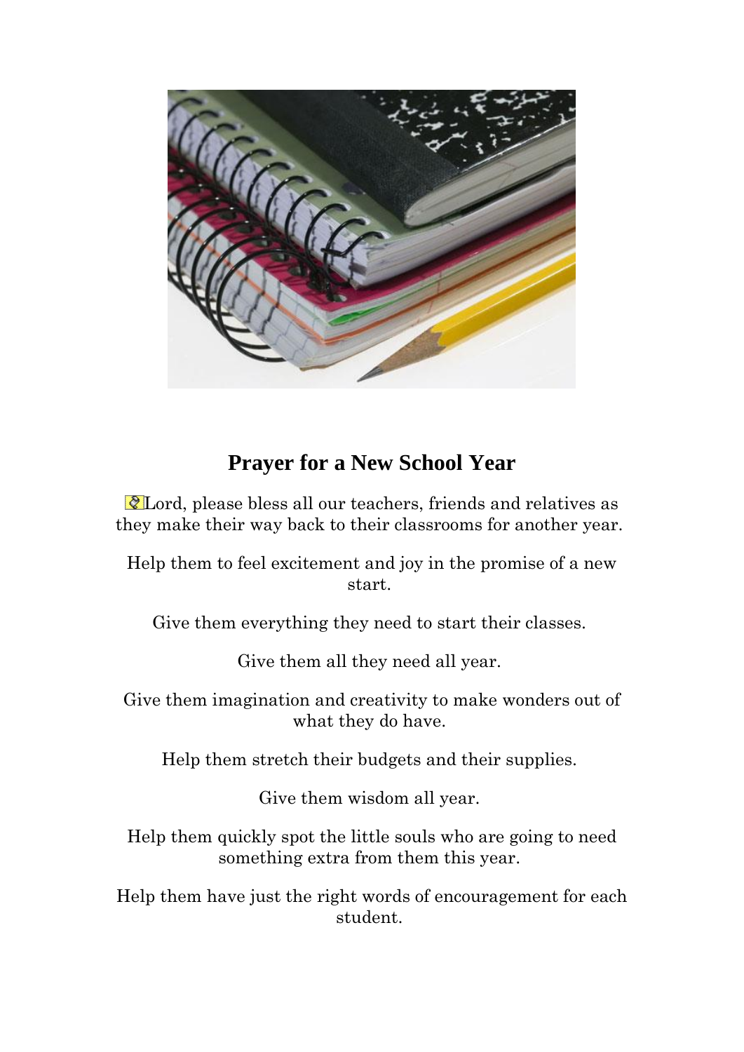## Prayer for a New School Year

Lord, please bless all our teachers, friends and relatives as they make their way back to their classrooms for another year.

Help them to feel excitement and joy in the promise of a new start.

Give them everything they need to start their classes.

Give them all they need all year.

Give them imagination and creativity to make wonders out of what they do have.

Help them stretch their budgets and their supplies.

Give them wisdom all year.

Help them quickly spot the little souls who are going to need something extra from them this year.

Help them have just the right words of encouragement for each student.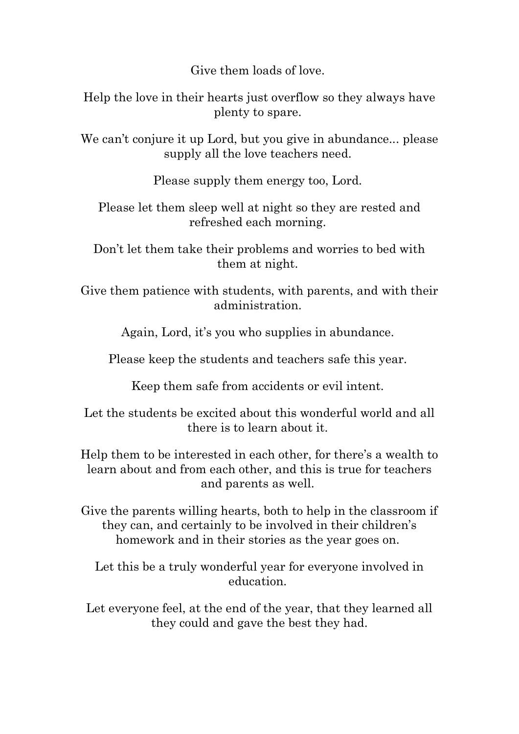Give them loads of love.

Help the love in their hearts just overflow so they always have plenty to spare.

We can't conjure it up Lord, but you give in abundance... please supply all the love teachers need.

Please supply them energy too, Lord.

Please let them sleep well at night so they are rested and refreshed each morning.

Don't let them take their problems and worries to bed with them at night.

Give them patience with students, with parents, and with their administration.

Again, Lord, it's you who supplies in abundance.

Please keep the students and teachers safe this year.

Keep them safe from accidents or evil intent.

Let the students be excited about this wonderful world and all there is to learn about it.

Help them to be interested in each other, for there's a wealth to learn about and from each other, and this is true for teachers and parents as well.

Give the parents willing hearts, both to help in the classroom if they can, and certainly to be involved in their children's homework and in their stories as the year goes on.

Let this be a truly wonderful year for everyone involved in education.

Let everyone feel, at the end of the year, that they learned all they could and gave the best they had.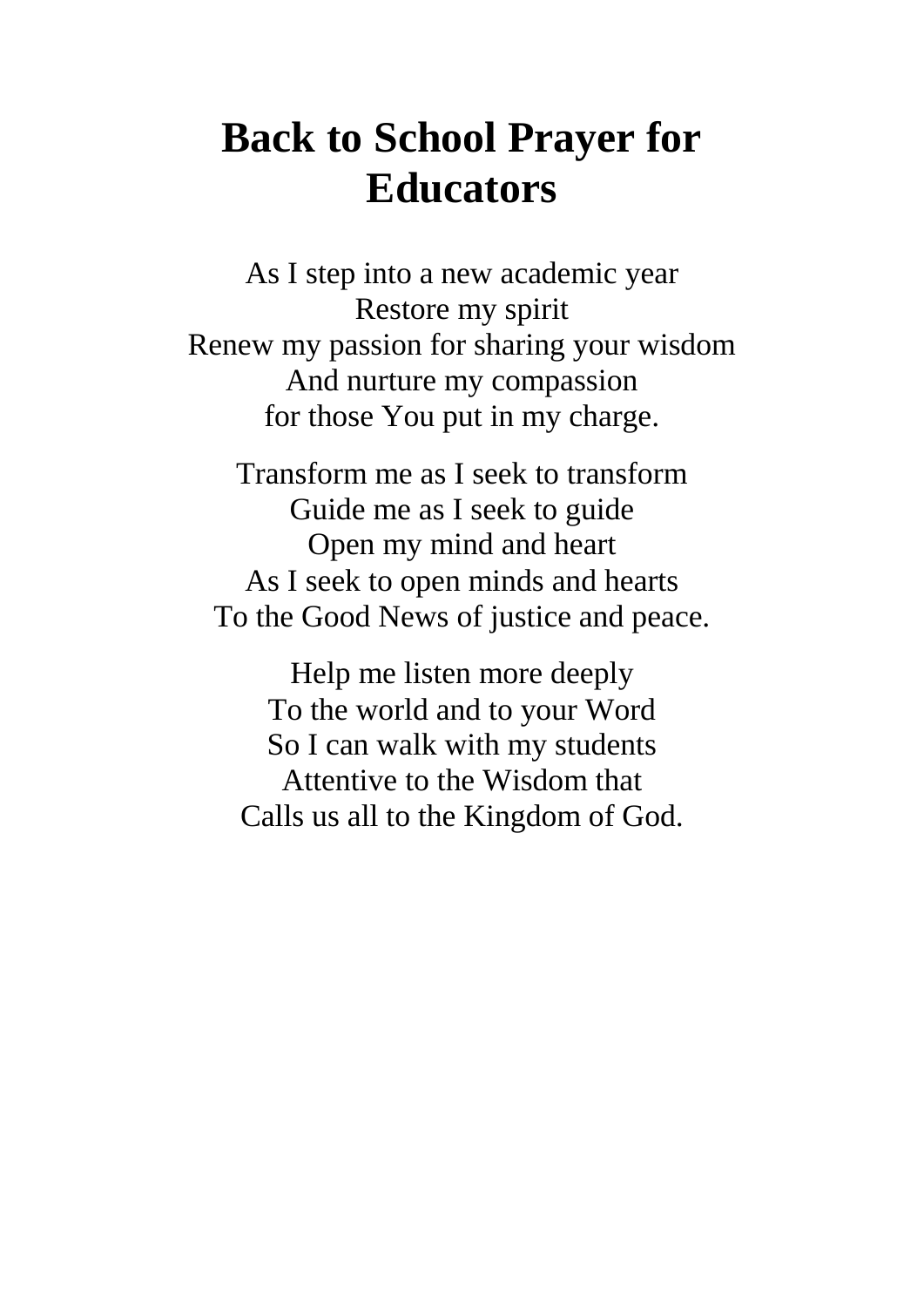# Back to School Prayer for Educators

As I step into a new academic year  
Restore my spirit  
Renew my passion for sharing your wisdom  
And nurture my compassion  
for those You put in my charge.

Transform me as I seek to transform  
Guide me as I seek to guide  
Open my mind and heart  
As I seek to open minds and hearts  
To the Good News of justice and peace.

Help me listen more deeply  
To the world and to your Word  
So I can walk with my students  
Attentive to the Wisdom that  
Calls us all to the Kingdom of God.